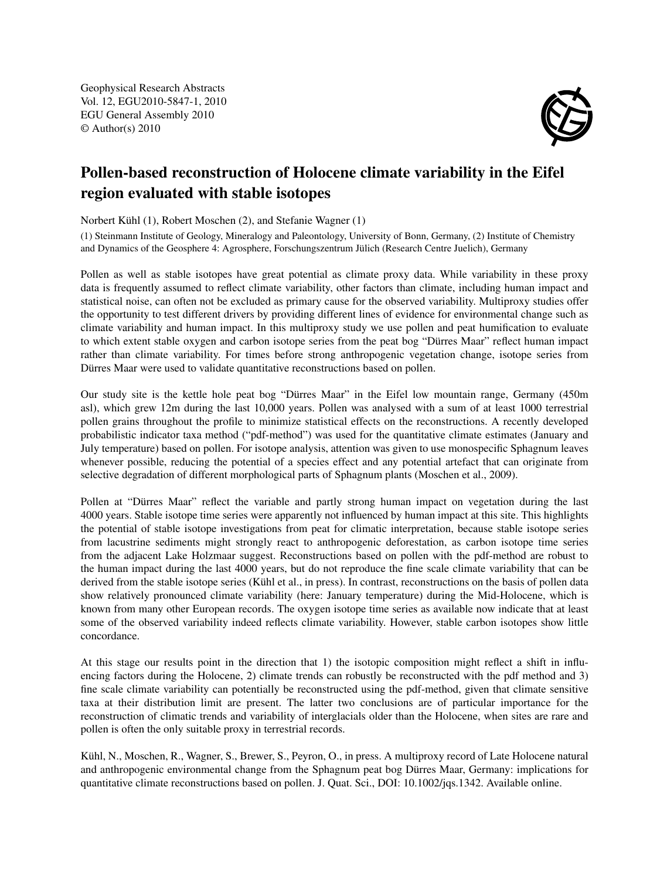# Pollen-based reconstruction of Holocene climate variability in the Eifel region evaluated with stable isotopes

Norbert Kühl (1), Robert Moschen (2), and Stefanie Wagner (1)

(1) Steinmann Institute of Geology, Mineralogy and Paleontology, University of Bonn, Germany, (2) Institute of Chemistry and Dynamics of the Geosphere 4: Agrosphere, Forschungszentrum Jülich (Research Centre Juelich), Germany

Pollen as well as stable isotopes have great potential as climate proxy data. While variability in these proxy data is frequently assumed to reflect climate variability, other factors than climate, including human impact and statistical noise, can often not be excluded as primary cause for the observed variability. Multiproxy studies offer the opportunity to test different drivers by providing different lines of evidence for environmental change such as climate variability and human impact. In this multiproxy study we use pollen and peat humification to evaluate to which extent stable oxygen and carbon isotope series from the peat bog "Dürres Maar" reflect human impact rather than climate variability. For times before strong anthropogenic vegetation change, isotope series from Dürres Maar were used to validate quantitative reconstructions based on pollen.

Our study site is the kettle hole peat bog "Dürres Maar" in the Eifel low mountain range, Germany (450m asl), which grew 12m during the last 10,000 years. Pollen was analysed with a sum of at least 1000 terrestrial pollen grains throughout the profile to minimize statistical effects on the reconstructions. A recently developed probabilistic indicator taxa method ("pdf-method") was used for the quantitative climate estimates (January and July temperature) based on pollen. For isotope analysis, attention was given to use monospecific Sphagnum leaves whenever possible, reducing the potential of a species effect and any potential artefact that can originate from selective degradation of different morphological parts of Sphagnum plants (Moschen et al., 2009).

Pollen at "Dürres Maar" reflect the variable and partly strong human impact on vegetation during the last 4000 years. Stable isotope time series were apparently not influenced by human impact at this site. This highlights the potential of stable isotope investigations from peat for climatic interpretation, because stable isotope series from lacustrine sediments might strongly react to anthropogenic deforestation, as carbon isotope time series from the adjacent Lake Holzmaar suggest. Reconstructions based on pollen with the pdf-method are robust to the human impact during the last 4000 years, but do not reproduce the fine scale climate variability that can be derived from the stable isotope series (Kühl et al., in press). In contrast, reconstructions on the basis of pollen data show relatively pronounced climate variability (here: January temperature) during the Mid-Holocene, which is known from many other European records. The oxygen isotope time series as available now indicate that at least some of the observed variability indeed reflects climate variability. However, stable carbon isotopes show little concordance.

At this stage our results point in the direction that 1) the isotopic composition might reflect a shift in influencing factors during the Holocene, 2) climate trends can robustly be reconstructed with the pdf method and 3) fine scale climate variability can potentially be reconstructed using the pdf-method, given that climate sensitive taxa at their distribution limit are present. The latter two conclusions are of particular importance for the reconstruction of climatic trends and variability of interglacials older than the Holocene, when sites are rare and pollen is often the only suitable proxy in terrestrial records.

Kühl, N., Moschen, R., Wagner, S., Brewer, S., Peyron, O., in press. A multiproxy record of Late Holocene natural and anthropogenic environmental change from the Sphagnum peat bog Dürres Maar, Germany: implications for quantitative climate reconstructions based on pollen. J. Quat. Sci., DOI: 10.1002/jqs.1342. Available online.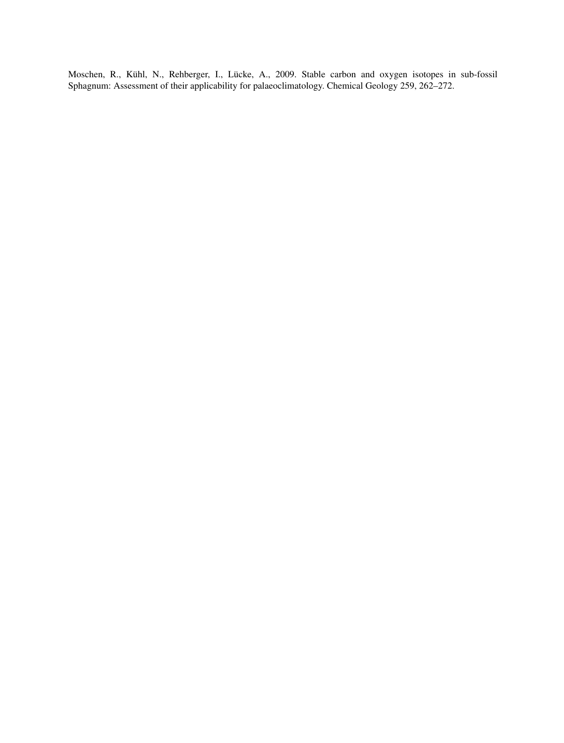Moschen, R., Kühl, N., Rehberger, I., Lücke, A., 2009. Stable carbon and oxygen isotopes in sub-fossil Sphagnum: Assessment of their applicability for palaeoclimatology. Chemical Geology 259, 262–272.